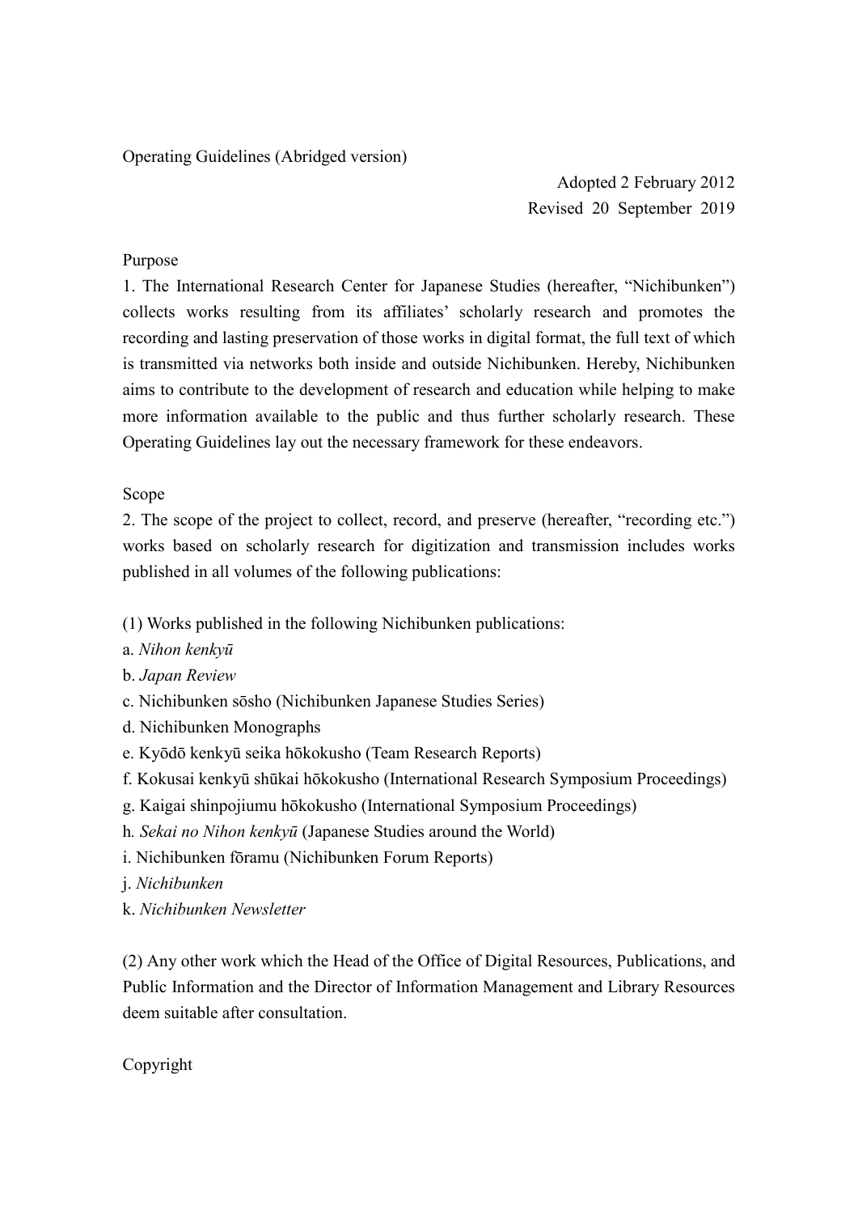# Operating Guidelines (Abridged version)

Adopted 2 February 2012
Revised 20 September 2019

## Purpose

1. The International Research Center for Japanese Studies (hereafter, "Nichibunken") collects works resulting from its affiliates' scholarly research and promotes the recording and lasting preservation of those works in digital format, the full text of which is transmitted via networks both inside and outside Nichibunken. Hereby, Nichibunken aims to contribute to the development of research and education while helping to make more information available to the public and thus further scholarly research. These Operating Guidelines lay out the necessary framework for these endeavors.

## Scope

2. The scope of the project to collect, record, and preserve (hereafter, "recording etc.") works based on scholarly research for digitization and transmission includes works published in all volumes of the following publications:

(1) Works published in the following Nichibunken publications:

a. *Nihon kenkyū*
b. *Japan Review*
c. Nichibunken sōsho (Nichibunken Japanese Studies Series)
d. Nichibunken Monographs
e. Kyōdō kenkyū seika hōkokusho (Team Research Reports)
f. Kokusai kenkyū shūkai hōkokusho (International Research Symposium Proceedings)
g. Kaigai shinpojiumu hōkokusho (International Symposium Proceedings)
h. *Sekai no Nihon kenkyū* (Japanese Studies around the World)
i. Nichibunken fōramu (Nichibunken Forum Reports)
j. *Nichibunken*
k. *Nichibunken Newsletter*

(2) Any other work which the Head of the Office of Digital Resources, Publications, and Public Information and the Director of Information Management and Library Resources deem suitable after consultation.

## Copyright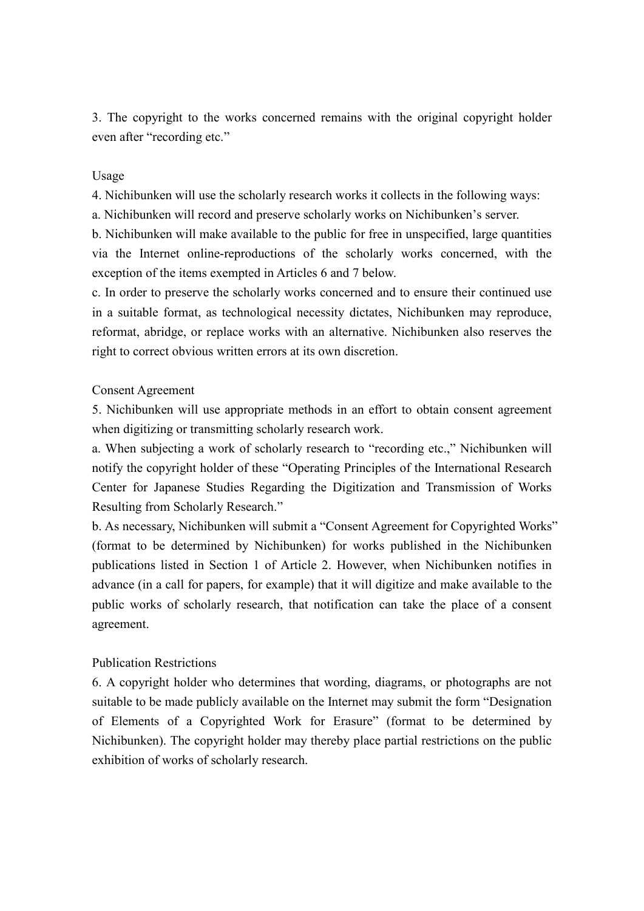3. The copyright to the works concerned remains with the original copyright holder even after "recording etc."

## Usage

4. Nichibunken will use the scholarly research works it collects in the following ways:

a. Nichibunken will record and preserve scholarly works on Nichibunken's server.

b. Nichibunken will make available to the public for free in unspecified, large quantities via the Internet online-reproductions of the scholarly works concerned, with the exception of the items exempted in Articles 6 and 7 below.

c. In order to preserve the scholarly works concerned and to ensure their continued use in a suitable format, as technological necessity dictates, Nichibunken may reproduce, reformat, abridge, or replace works with an alternative. Nichibunken also reserves the right to correct obvious written errors at its own discretion.

## Consent Agreement

5. Nichibunken will use appropriate methods in an effort to obtain consent agreement when digitizing or transmitting scholarly research work.

a. When subjecting a work of scholarly research to "recording etc.," Nichibunken will notify the copyright holder of these "Operating Principles of the International Research Center for Japanese Studies Regarding the Digitization and Transmission of Works Resulting from Scholarly Research."

b. As necessary, Nichibunken will submit a "Consent Agreement for Copyrighted Works" (format to be determined by Nichibunken) for works published in the Nichibunken publications listed in Section 1 of Article 2. However, when Nichibunken notifies in advance (in a call for papers, for example) that it will digitize and make available to the public works of scholarly research, that notification can take the place of a consent agreement.

## Publication Restrictions

6. A copyright holder who determines that wording, diagrams, or photographs are not suitable to be made publicly available on the Internet may submit the form "Designation of Elements of a Copyrighted Work for Erasure" (format to be determined by Nichibunken). The copyright holder may thereby place partial restrictions on the public exhibition of works of scholarly research.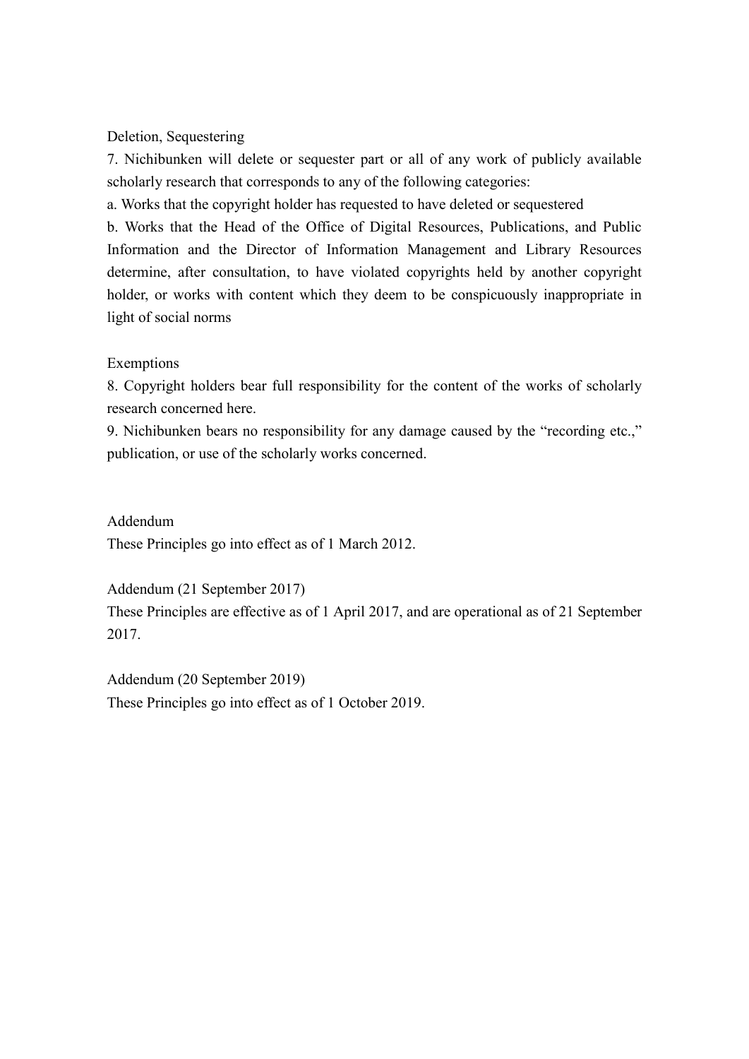## Deletion, Sequestering

7. Nichibunken will delete or sequester part or all of any work of publicly available scholarly research that corresponds to any of the following categories:

a. Works that the copyright holder has requested to have deleted or sequestered

b. Works that the Head of the Office of Digital Resources, Publications, and Public Information and the Director of Information Management and Library Resources determine, after consultation, to have violated copyrights held by another copyright holder, or works with content which they deem to be conspicuously inappropriate in light of social norms

## Exemptions

8. Copyright holders bear full responsibility for the content of the works of scholarly research concerned here.

9. Nichibunken bears no responsibility for any damage caused by the "recording etc.," publication, or use of the scholarly works concerned.

## Addendum

These Principles go into effect as of 1 March 2012.

## Addendum (21 September 2017)

These Principles are effective as of 1 April 2017, and are operational as of 21 September 2017.

## Addendum (20 September 2019)

These Principles go into effect as of 1 October 2019.